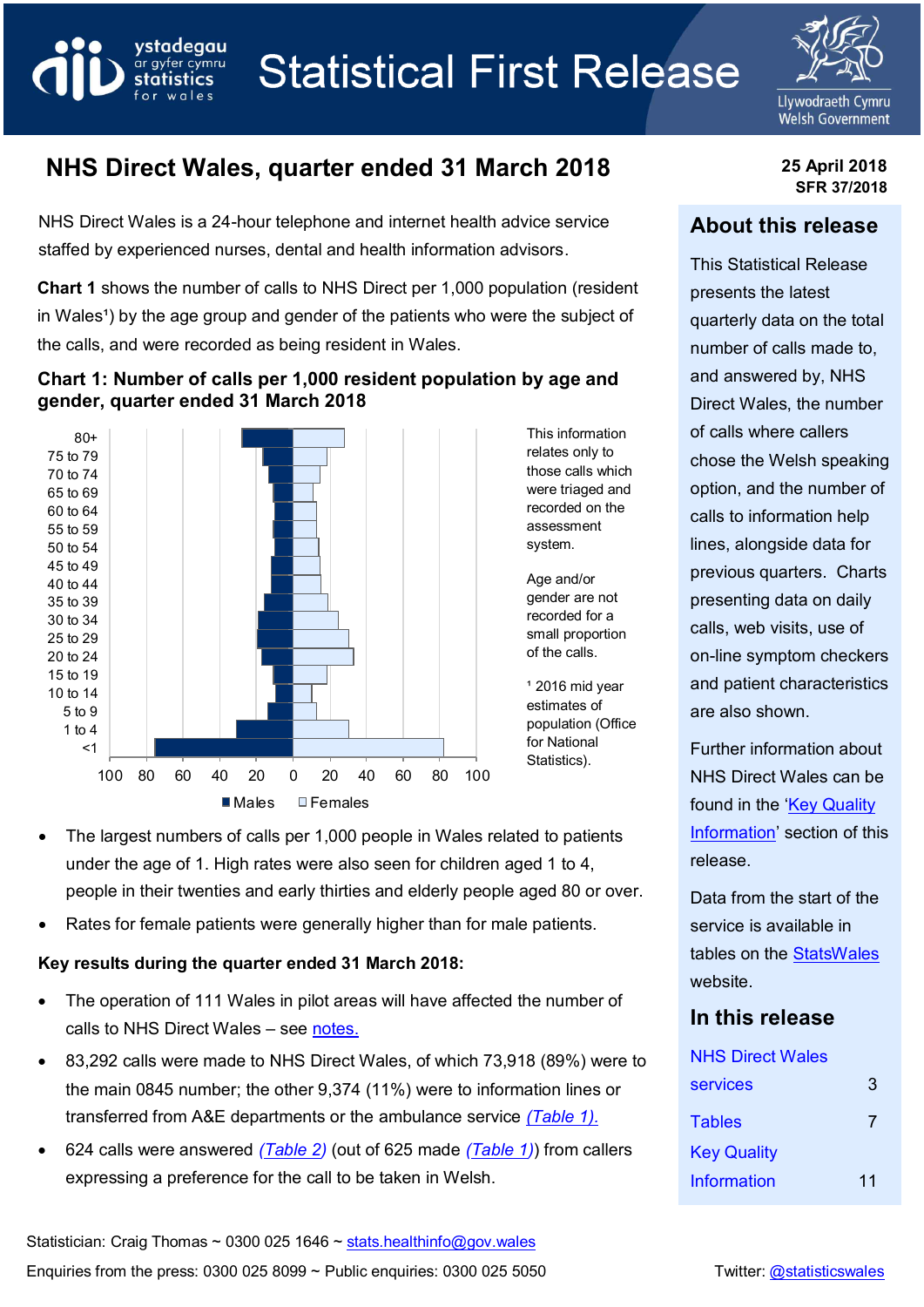# Statistical First Release

## NHS Direct Wales, quarter ended 31 March 2018

**25 April 2018**
**SFR 37/2018**

NHS Direct Wales is a 24-hour telephone and internet health advice service staffed by experienced nurses, dental and health information advisors.

**Chart 1** shows the number of calls to NHS Direct per 1,000 population (resident in Wales[1]) by the age group and gender of the patients who were the subject of the calls, and were recorded as being resident in Wales.

**Chart 1: Number of calls per 1,000 resident population by age and gender, quarter ended 31 March 2018**

This information relates only to those calls which were triaged and recorded on the assessment system.

Age and/or gender are not recorded for a small proportion of the calls.

[1] 2016 mid year estimates of population (Office for National Statistics).

- The largest numbers of calls per 1,000 people in Wales related to patients under the age of 1. High rates were also seen for children aged 1 to 4, people in their twenties and early thirties and elderly people aged 80 or over.
- Rates for female patients were generally higher than for male patients.

**Key results during the quarter ended 31 March 2018:**

- The operation of 111 Wales in pilot areas will have affected the number of calls to NHS Direct Wales – see notes.
- 83,292 calls were made to NHS Direct Wales, of which 73,918 (89%) were to the main 0845 number; the other 9,374 (11%) were to information lines or transferred from A&E departments or the ambulance service *(Table 1)*.
- 624 calls were answered *(Table 2)* (out of 625 made *(Table 1)*) from callers expressing a preference for the call to be taken in Welsh.

## About this release

This Statistical Release presents the latest quarterly data on the total number of calls made to, and answered by, NHS Direct Wales, the number of calls where callers chose the Welsh speaking option, and the number of calls to information help lines, alongside data for previous quarters. Charts presenting data on daily calls, web visits, use of on-line symptom checkers and patient characteristics are also shown.

Further information about NHS Direct Wales can be found in the 'Key Quality Information' section of this release.

Data from the start of the service is available in tables on the StatsWales website.

## In this release

| | |
|---|---|
| NHS Direct Wales services | 3 |
| Tables | 7 |
| Key Quality Information | 11 |

Statistician: Craig Thomas ~ 0300 025 1646 ~ stats.healthinfo@gov.wales

Enquiries from the press: 0300 025 8099 ~ Public enquiries: 0300 025 5050

Twitter: @statisticswales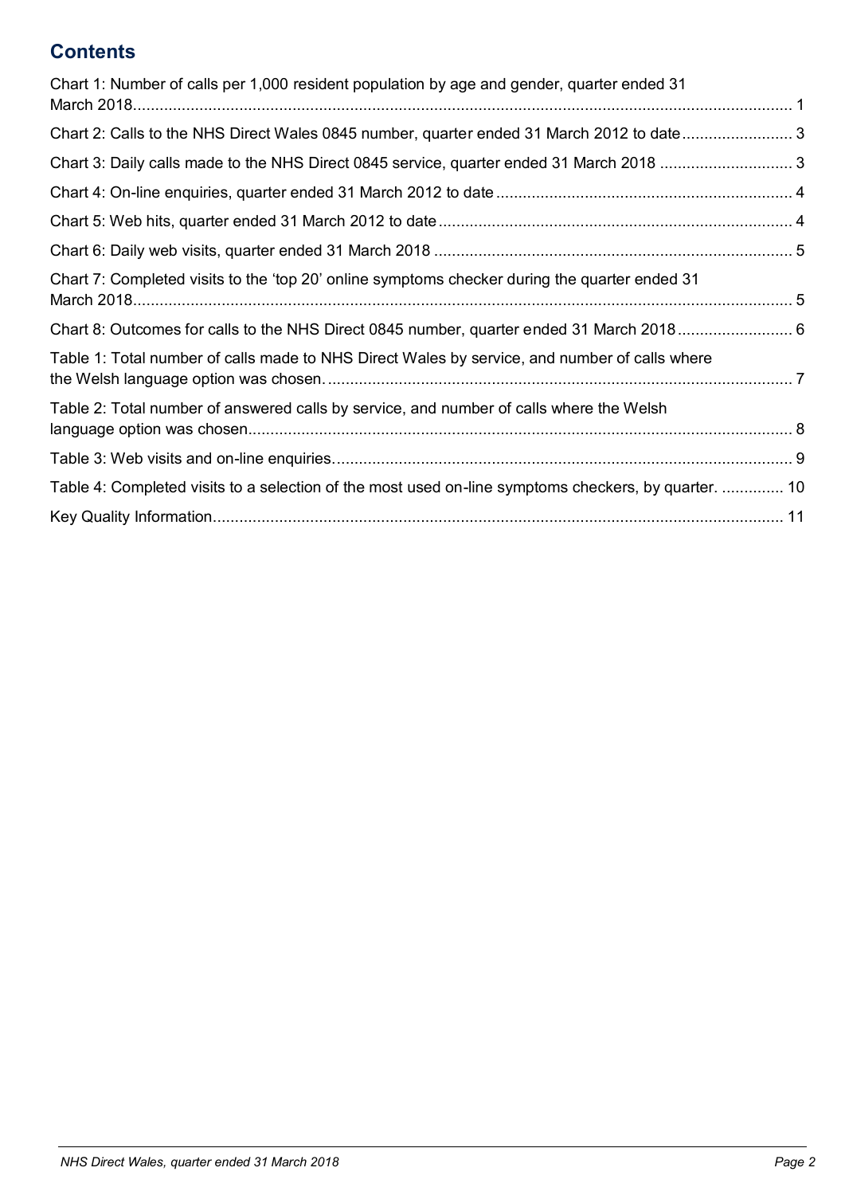## Contents

Chart 1: Number of calls per 1,000 resident population by age and gender, quarter ended 31 March 2018 ..... 1

Chart 2: Calls to the NHS Direct Wales 0845 number, quarter ended 31 March 2012 to date ..... 3

Chart 3: Daily calls made to the NHS Direct 0845 service, quarter ended 31 March 2018 ..... 3

Chart 4: On-line enquiries, quarter ended 31 March 2012 to date ..... 4

Chart 5: Web hits, quarter ended 31 March 2012 to date ..... 4

Chart 6: Daily web visits, quarter ended 31 March 2018 ..... 5

Chart 7: Completed visits to the 'top 20' online symptoms checker during the quarter ended 31 March 2018 ..... 5

Chart 8: Outcomes for calls to the NHS Direct 0845 number, quarter ended 31 March 2018 ..... 6

Table 1: Total number of calls made to NHS Direct Wales by service, and number of calls where the Welsh language option was chosen. ..... 7

Table 2: Total number of answered calls by service, and number of calls where the Welsh language option was chosen ..... 8

Table 3: Web visits and on-line enquiries. ..... 9

Table 4: Completed visits to a selection of the most used on-line symptoms checkers, by quarter. ..... 10

Key Quality Information ..... 11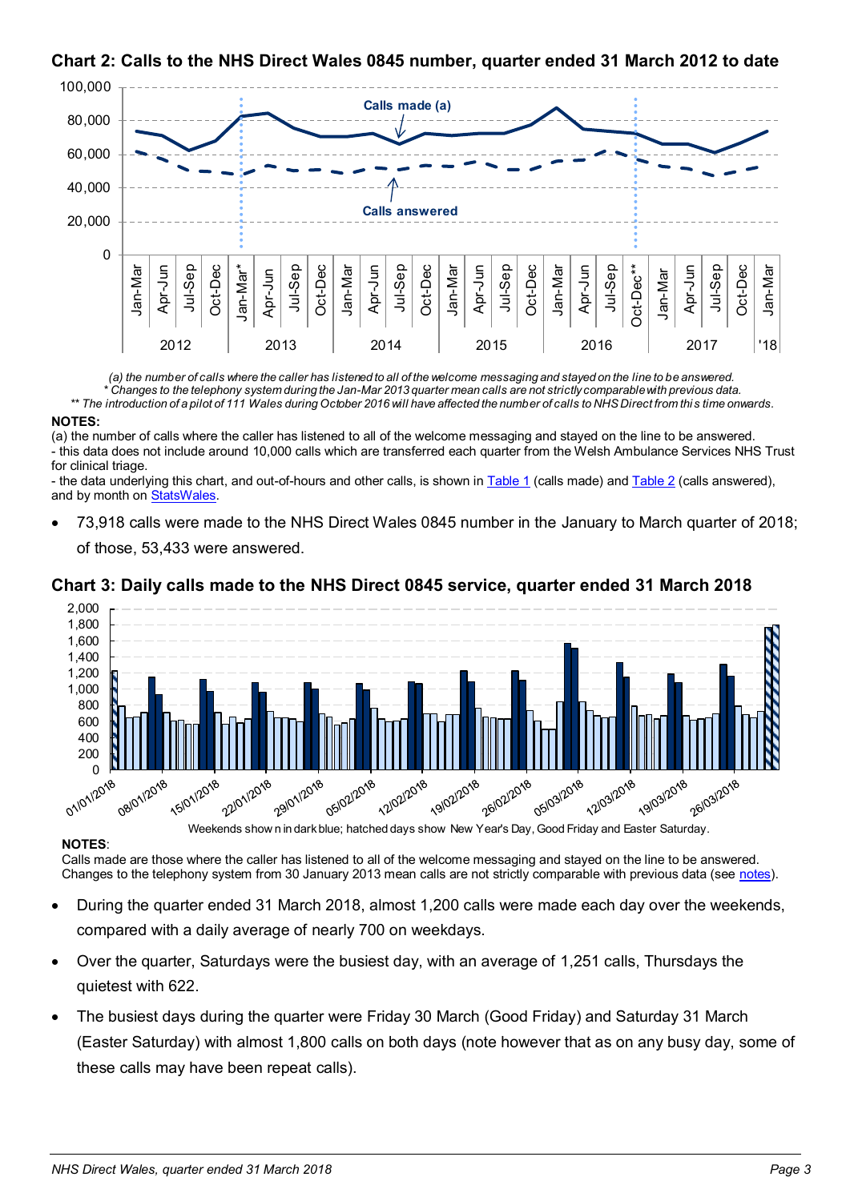### Chart 2: Calls to the NHS Direct Wales 0845 number, quarter ended 31 March 2012 to date

(a) the number of calls where the caller has listened to all of the welcome messaging and stayed on the line to be answered.
* Changes to the telephony system during the Jan-Mar 2013 quarter mean calls are not strictly comparable with previous data.
** The introduction of a pilot of 111 Wales during October 2016 will have affected the number of calls to NHS Direct from this time onwards.

**NOTES:**
(a) the number of calls where the caller has listened to all of the welcome messaging and stayed on the line to be answered.
- this data does not include around 10,000 calls which are transferred each quarter from the Welsh Ambulance Services NHS Trust for clinical triage.
- the data underlying this chart, and out-of-hours and other calls, is shown in Table 1 (calls made) and Table 2 (calls answered), and by month on StatsWales.

- 73,918 calls were made to the NHS Direct Wales 0845 number in the January to March quarter of 2018; of those, 53,433 were answered.

### Chart 3: Daily calls made to the NHS Direct 0845 service, quarter ended 31 March 2018

Weekends shown in dark blue; hatched days show New Year's Day, Good Friday and Easter Saturday.

**NOTES**:
Calls made are those where the caller has listened to all of the welcome messaging and stayed on the line to be answered. Changes to the telephony system from 30 January 2013 mean calls are not strictly comparable with previous data (see notes).

- During the quarter ended 31 March 2018, almost 1,200 calls were made each day over the weekends, compared with a daily average of nearly 700 on weekdays.
- Over the quarter, Saturdays were the busiest day, with an average of 1,251 calls, Thursdays the quietest with 622.
- The busiest days during the quarter were Friday 30 March (Good Friday) and Saturday 31 March (Easter Saturday) with almost 1,800 calls on both days (note however that as on any busy day, some of these calls may have been repeat calls).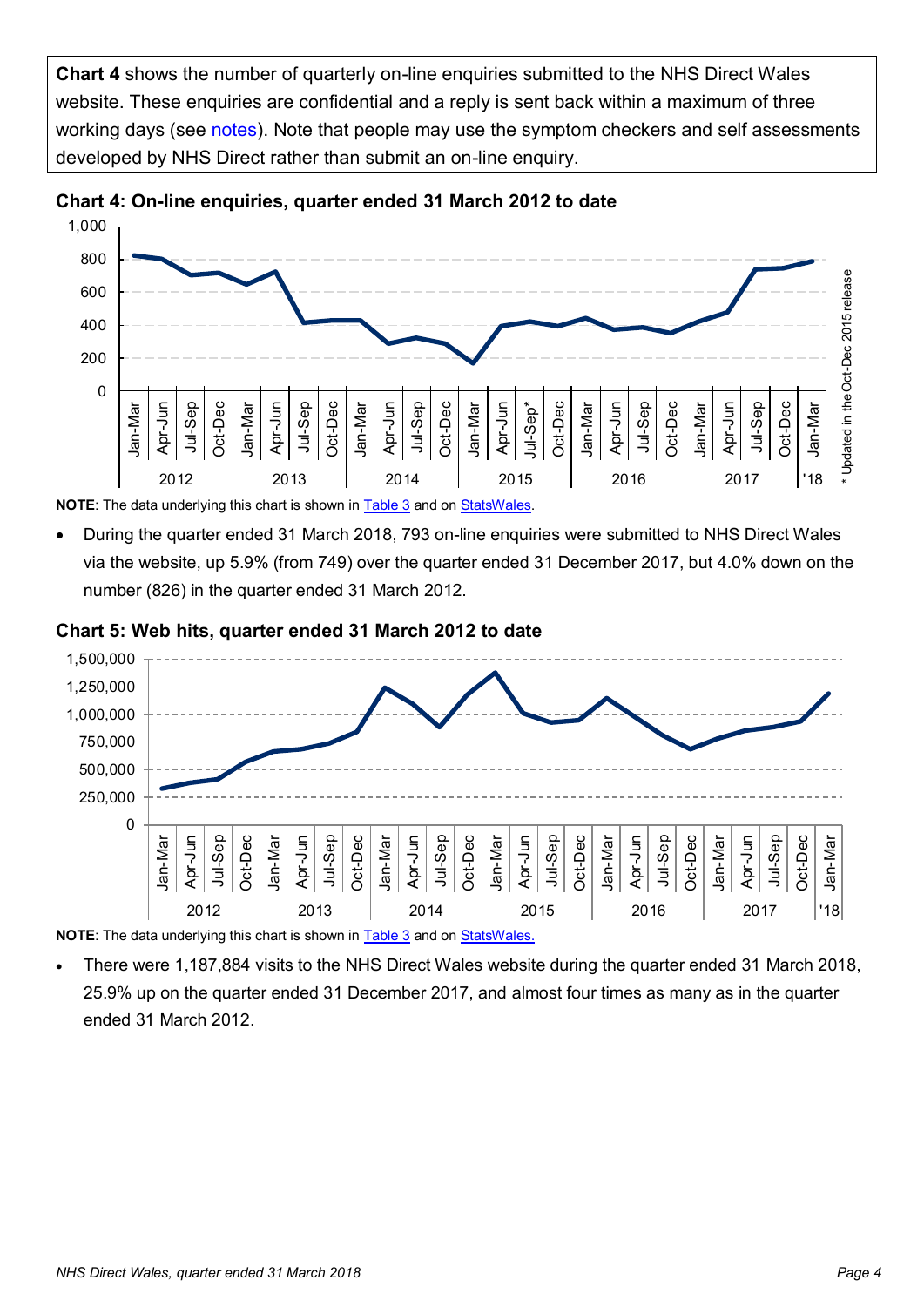**Chart 4** shows the number of quarterly on-line enquiries submitted to the NHS Direct Wales website. These enquiries are confidential and a reply is sent back within a maximum of three working days (see notes). Note that people may use the symptom checkers and self assessments developed by NHS Direct rather than submit an on-line enquiry.

**Chart 4: On-line enquiries, quarter ended 31 March 2012 to date**

**NOTE**: The data underlying this chart is shown in Table 3 and on StatsWales.

- During the quarter ended 31 March 2018, 793 on-line enquiries were submitted to NHS Direct Wales via the website, up 5.9% (from 749) over the quarter ended 31 December 2017, but 4.0% down on the number (826) in the quarter ended 31 March 2012.

**Chart 5: Web hits, quarter ended 31 March 2012 to date**

**NOTE**: The data underlying this chart is shown in Table 3 and on StatsWales.

- There were 1,187,884 visits to the NHS Direct Wales website during the quarter ended 31 March 2018, 25.9% up on the quarter ended 31 December 2017, and almost four times as many as in the quarter ended 31 March 2012.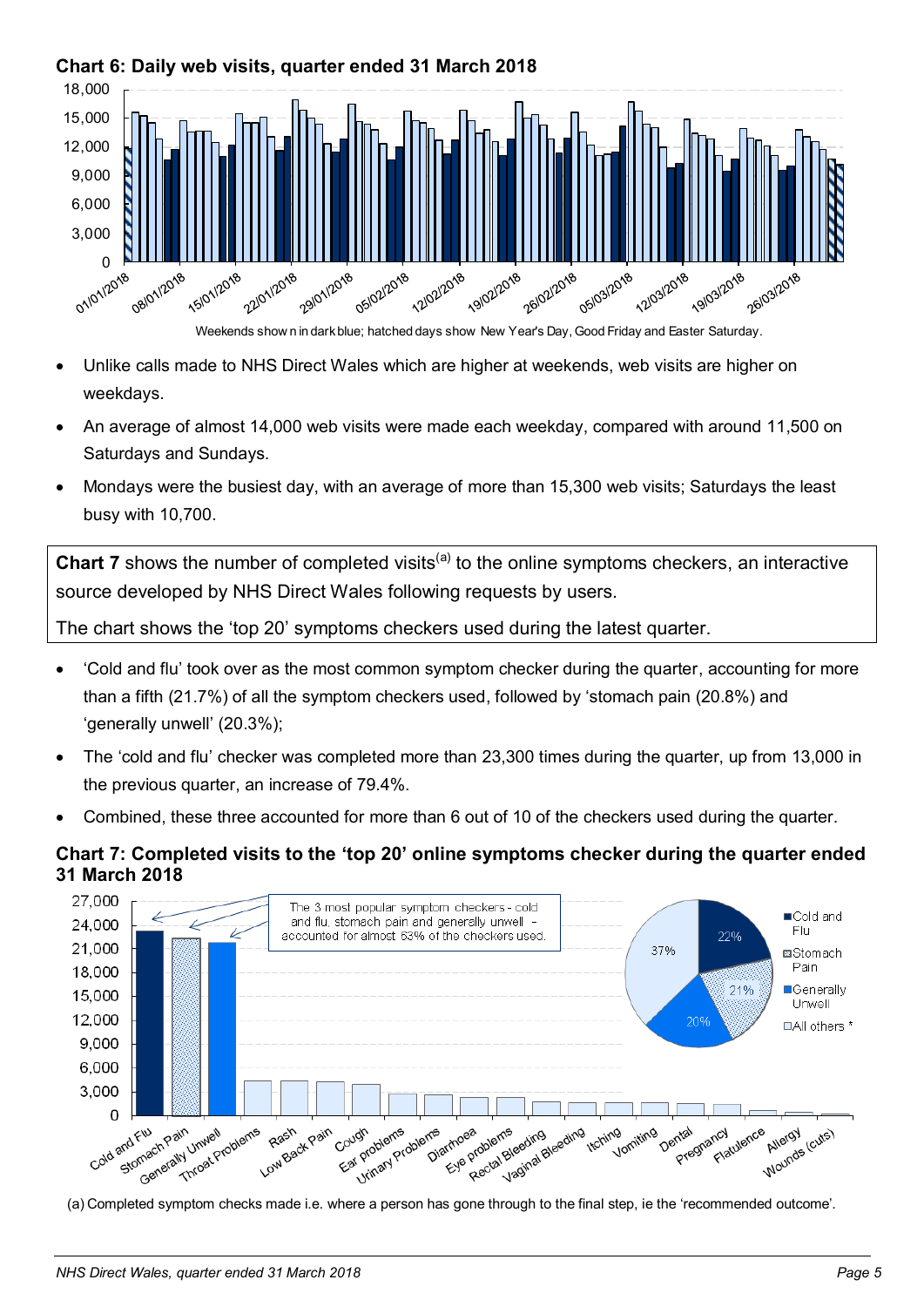**Chart 6: Daily web visits, quarter ended 31 March 2018**

Weekends shown in dark blue; hatched days show New Year's Day, Good Friday and Easter Saturday.

- Unlike calls made to NHS Direct Wales which are higher at weekends, web visits are higher on weekdays.
- An average of almost 14,000 web visits were made each weekday, compared with around 11,500 on Saturdays and Sundays.
- Mondays were the busiest day, with an average of more than 15,300 web visits; Saturdays the least busy with 10,700.

**Chart 7** shows the number of completed visits[(a)] to the online symptoms checkers, an interactive source developed by NHS Direct Wales following requests by users.

The chart shows the 'top 20' symptoms checkers used during the latest quarter.

- 'Cold and flu' took over as the most common symptom checker during the quarter, accounting for more than a fifth (21.7%) of all the symptom checkers used, followed by 'stomach pain (20.8%) and 'generally unwell' (20.3%);
- The 'cold and flu' checker was completed more than 23,300 times during the quarter, up from 13,000 in the previous quarter, an increase of 79.4%.
- Combined, these three accounted for more than 6 out of 10 of the checkers used during the quarter.

**Chart 7: Completed visits to the 'top 20' online symptoms checker during the quarter ended 31 March 2018**

The 3 most popular symptom checkers - cold and flu, stomach pain and generally unwell - accounted for almost 63% of the checkers used.

(a) Completed symptom checks made i.e. where a person has gone through to the final step, ie the 'recommended outcome'.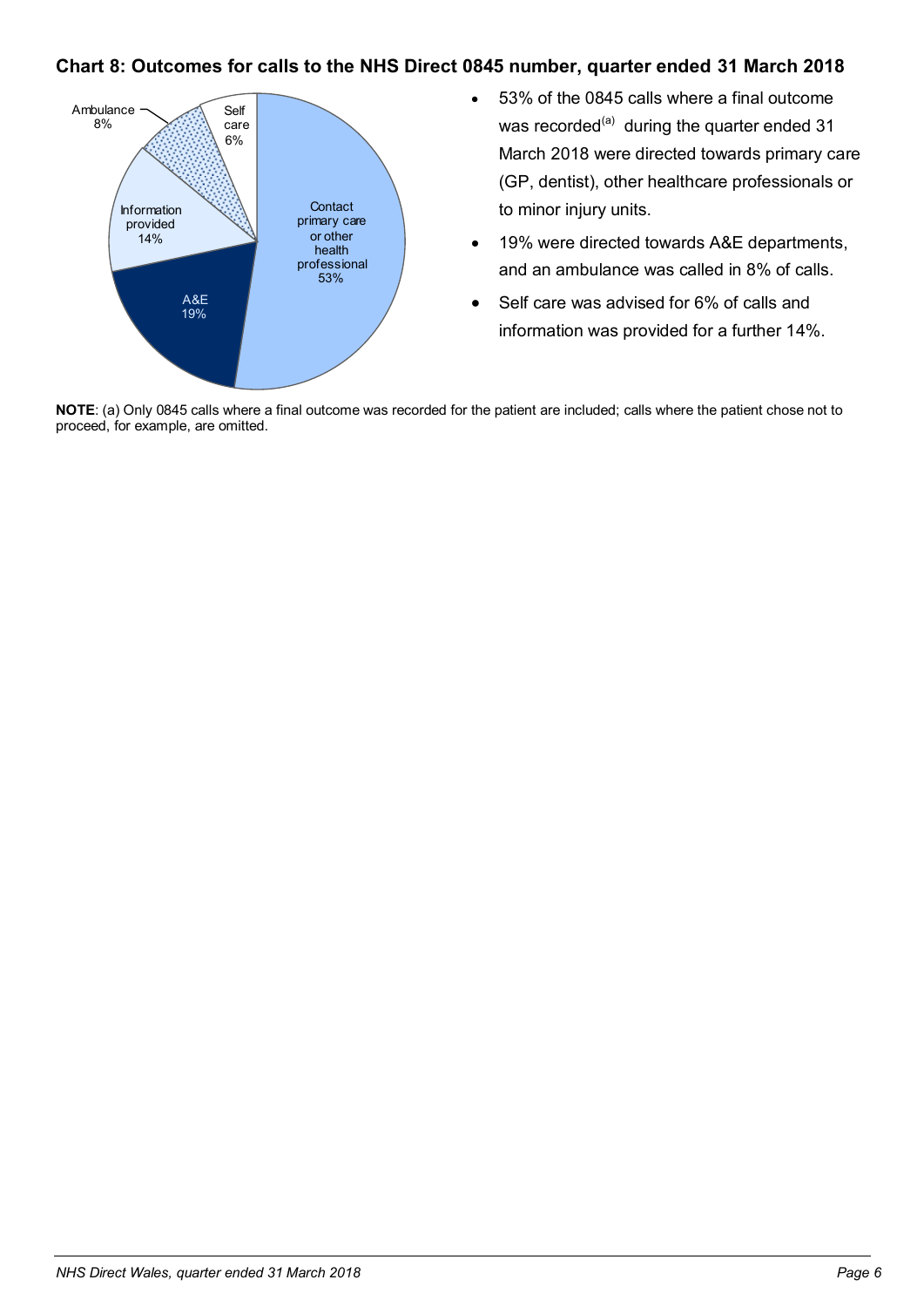### Chart 8: Outcomes for calls to the NHS Direct 0845 number, quarter ended 31 March 2018

- 53% of the 0845 calls where a final outcome was recorded[(a)] during the quarter ended 31 March 2018 were directed towards primary care (GP, dentist), other healthcare professionals or to minor injury units.
- 19% were directed towards A&E departments, and an ambulance was called in 8% of calls.
- Self care was advised for 6% of calls and information was provided for a further 14%.

**NOTE**: (a) Only 0845 calls where a final outcome was recorded for the patient are included; calls where the patient chose not to proceed, for example, are omitted.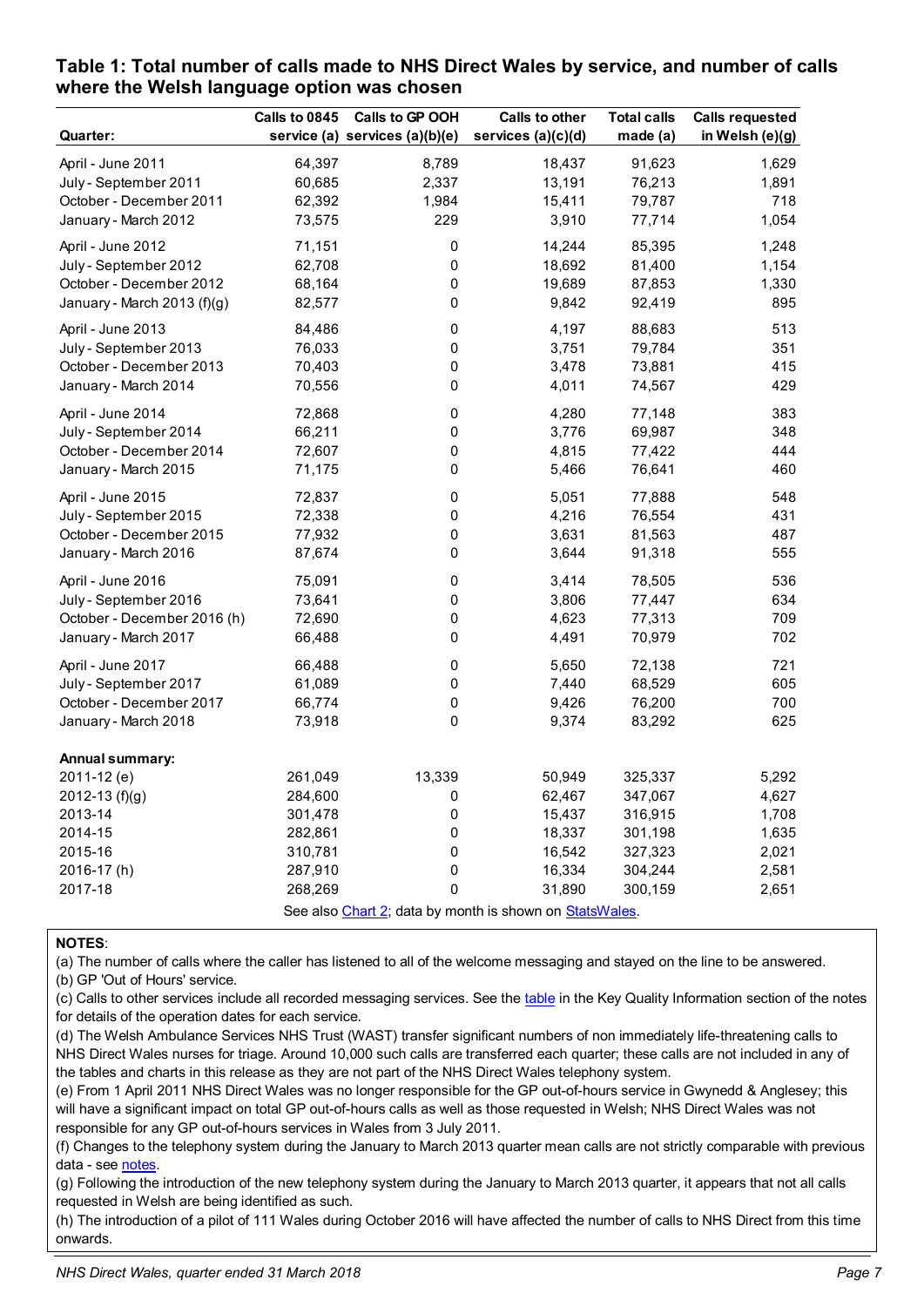## Table 1: Total number of calls made to NHS Direct Wales by service, and number of calls where the Welsh language option was chosen

| Quarter: | Calls to 0845 service (a) | Calls to GP OOH services (a)(b)(e) | Calls to other services (a)(c)(d) | Total calls made (a) | Calls requested in Welsh (e)(g) |
|---|---|---|---|---|---|
| April - June 2011 | 64,397 | 8,789 | 18,437 | 91,623 | 1,629 |
| July - September 2011 | 60,685 | 2,337 | 13,191 | 76,213 | 1,891 |
| October - December 2011 | 62,392 | 1,984 | 15,411 | 79,787 | 718 |
| January - March 2012 | 73,575 | 229 | 3,910 | 77,714 | 1,054 |
| April - June 2012 | 71,151 | 0 | 14,244 | 85,395 | 1,248 |
| July - September 2012 | 62,708 | 0 | 18,692 | 81,400 | 1,154 |
| October - December 2012 | 68,164 | 0 | 19,689 | 87,853 | 1,330 |
| January - March 2013 (f)(g) | 82,577 | 0 | 9,842 | 92,419 | 895 |
| April - June 2013 | 84,486 | 0 | 4,197 | 88,683 | 513 |
| July - September 2013 | 76,033 | 0 | 3,751 | 79,784 | 351 |
| October - December 2013 | 70,403 | 0 | 3,478 | 73,881 | 415 |
| January - March 2014 | 70,556 | 0 | 4,011 | 74,567 | 429 |
| April - June 2014 | 72,868 | 0 | 4,280 | 77,148 | 383 |
| July - September 2014 | 66,211 | 0 | 3,776 | 69,987 | 348 |
| October - December 2014 | 72,607 | 0 | 4,815 | 77,422 | 444 |
| January - March 2015 | 71,175 | 0 | 5,466 | 76,641 | 460 |
| April - June 2015 | 72,837 | 0 | 5,051 | 77,888 | 548 |
| July - September 2015 | 72,338 | 0 | 4,216 | 76,554 | 431 |
| October - December 2015 | 77,932 | 0 | 3,631 | 81,563 | 487 |
| January - March 2016 | 87,674 | 0 | 3,644 | 91,318 | 555 |
| April - June 2016 | 75,091 | 0 | 3,414 | 78,505 | 536 |
| July - September 2016 | 73,641 | 0 | 3,806 | 77,447 | 634 |
| October - December 2016 (h) | 72,690 | 0 | 4,623 | 77,313 | 709 |
| January - March 2017 | 66,488 | 0 | 4,491 | 70,979 | 702 |
| April - June 2017 | 66,488 | 0 | 5,650 | 72,138 | 721 |
| July - September 2017 | 61,089 | 0 | 7,440 | 68,529 | 605 |
| October - December 2017 | 66,774 | 0 | 9,426 | 76,200 | 700 |
| January - March 2018 | 73,918 | 0 | 9,374 | 83,292 | 625 |
| **Annual summary:** | | | | | |
| 2011-12 (e) | 261,049 | 13,339 | 50,949 | 325,337 | 5,292 |
| 2012-13 (f)(g) | 284,600 | 0 | 62,467 | 347,067 | 4,627 |
| 2013-14 | 301,478 | 0 | 15,437 | 316,915 | 1,708 |
| 2014-15 | 282,861 | 0 | 18,337 | 301,198 | 1,635 |
| 2015-16 | 310,781 | 0 | 16,542 | 327,323 | 2,021 |
| 2016-17 (h) | 287,910 | 0 | 16,334 | 304,244 | 2,581 |
| 2017-18 | 268,269 | 0 | 31,890 | 300,159 | 2,651 |

See also Chart 2; data by month is shown on StatsWales.

**NOTES**:

(a) The number of calls where the caller has listened to all of the welcome messaging and stayed on the line to be answered.

(b) GP 'Out of Hours' service.

(c) Calls to other services include all recorded messaging services. See the table in the Key Quality Information section of the notes for details of the operation dates for each service.

(d) The Welsh Ambulance Services NHS Trust (WAST) transfer significant numbers of non immediately life-threatening calls to NHS Direct Wales nurses for triage. Around 10,000 such calls are transferred each quarter; these calls are not included in any of the tables and charts in this release as they are not part of the NHS Direct Wales telephony system.

(e) From 1 April 2011 NHS Direct Wales was no longer responsible for the GP out-of-hours service in Gwynedd & Anglesey; this will have a significant impact on total GP out-of-hours calls as well as those requested in Welsh; NHS Direct Wales was not responsible for any GP out-of-hours services in Wales from 3 July 2011.

(f) Changes to the telephony system during the January to March 2013 quarter mean calls are not strictly comparable with previous data - see notes.

(g) Following the introduction of the new telephony system during the January to March 2013 quarter, it appears that not all calls requested in Welsh are being identified as such.

(h) The introduction of a pilot of 111 Wales during October 2016 will have affected the number of calls to NHS Direct from this time onwards.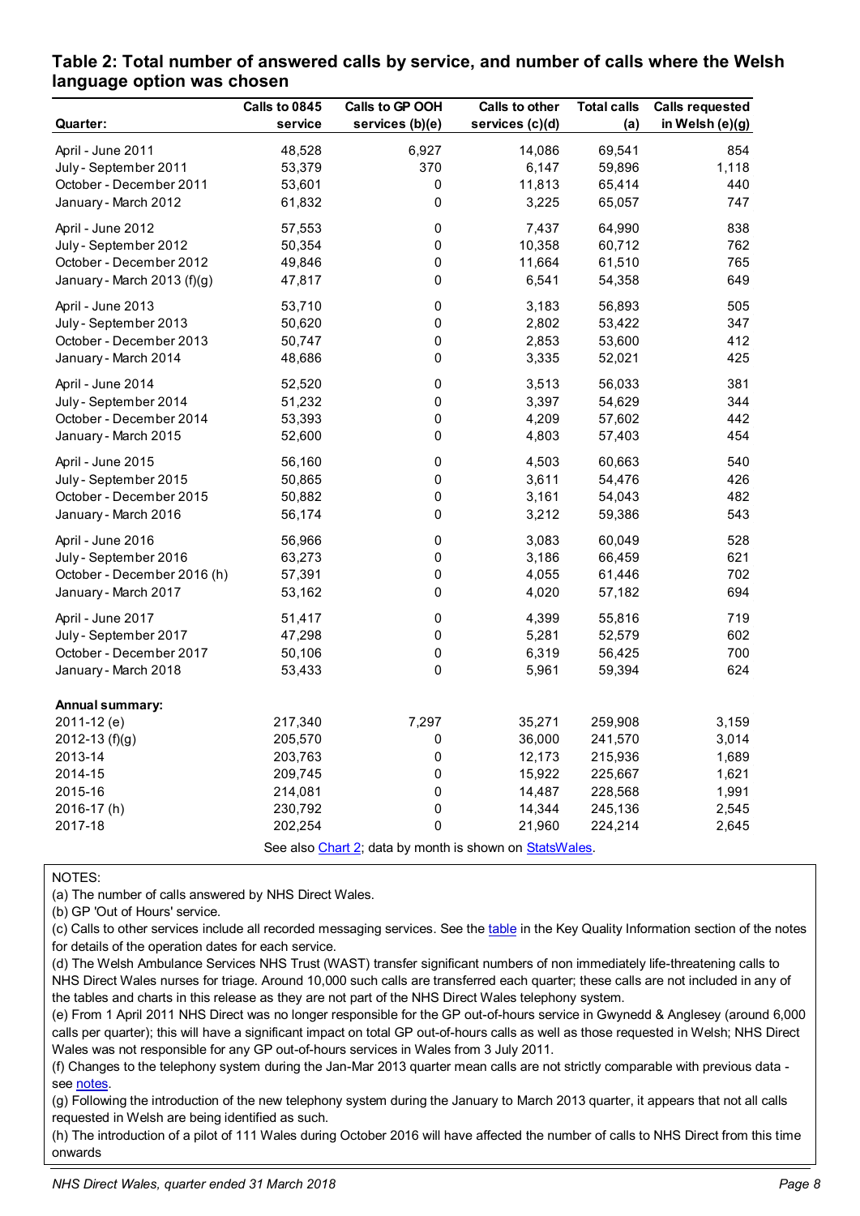## Table 2: Total number of answered calls by service, and number of calls where the Welsh language option was chosen

| Quarter: | Calls to 0845 service | Calls to GP OOH services (b)(e) | Calls to other services (c)(d) | Total calls (a) | Calls requested in Welsh (e)(g) |
|---|---|---|---|---|---|
| April - June 2011 | 48,528 | 6,927 | 14,086 | 69,541 | 854 |
| July - September 2011 | 53,379 | 370 | 6,147 | 59,896 | 1,118 |
| October - December 2011 | 53,601 | 0 | 11,813 | 65,414 | 440 |
| January - March 2012 | 61,832 | 0 | 3,225 | 65,057 | 747 |
| April - June 2012 | 57,553 | 0 | 7,437 | 64,990 | 838 |
| July - September 2012 | 50,354 | 0 | 10,358 | 60,712 | 762 |
| October - December 2012 | 49,846 | 0 | 11,664 | 61,510 | 765 |
| January - March 2013 (f)(g) | 47,817 | 0 | 6,541 | 54,358 | 649 |
| April - June 2013 | 53,710 | 0 | 3,183 | 56,893 | 505 |
| July - September 2013 | 50,620 | 0 | 2,802 | 53,422 | 347 |
| October - December 2013 | 50,747 | 0 | 2,853 | 53,600 | 412 |
| January - March 2014 | 48,686 | 0 | 3,335 | 52,021 | 425 |
| April - June 2014 | 52,520 | 0 | 3,513 | 56,033 | 381 |
| July - September 2014 | 51,232 | 0 | 3,397 | 54,629 | 344 |
| October - December 2014 | 53,393 | 0 | 4,209 | 57,602 | 442 |
| January - March 2015 | 52,600 | 0 | 4,803 | 57,403 | 454 |
| April - June 2015 | 56,160 | 0 | 4,503 | 60,663 | 540 |
| July - September 2015 | 50,865 | 0 | 3,611 | 54,476 | 426 |
| October - December 2015 | 50,882 | 0 | 3,161 | 54,043 | 482 |
| January - March 2016 | 56,174 | 0 | 3,212 | 59,386 | 543 |
| April - June 2016 | 56,966 | 0 | 3,083 | 60,049 | 528 |
| July - September 2016 | 63,273 | 0 | 3,186 | 66,459 | 621 |
| October - December 2016 (h) | 57,391 | 0 | 4,055 | 61,446 | 702 |
| January - March 2017 | 53,162 | 0 | 4,020 | 57,182 | 694 |
| April - June 2017 | 51,417 | 0 | 4,399 | 55,816 | 719 |
| July - September 2017 | 47,298 | 0 | 5,281 | 52,579 | 602 |
| October - December 2017 | 50,106 | 0 | 6,319 | 56,425 | 700 |
| January - March 2018 | 53,433 | 0 | 5,961 | 59,394 | 624 |
| **Annual summary:** | | | | | |
| 2011-12 (e) | 217,340 | 7,297 | 35,271 | 259,908 | 3,159 |
| 2012-13 (f)(g) | 205,570 | 0 | 36,000 | 241,570 | 3,014 |
| 2013-14 | 203,763 | 0 | 12,173 | 215,936 | 1,689 |
| 2014-15 | 209,745 | 0 | 15,922 | 225,667 | 1,621 |
| 2015-16 | 214,081 | 0 | 14,487 | 228,568 | 1,991 |
| 2016-17 (h) | 230,792 | 0 | 14,344 | 245,136 | 2,545 |
| 2017-18 | 202,254 | 0 | 21,960 | 224,214 | 2,645 |

See also Chart 2; data by month is shown on StatsWales.

NOTES:

(a) The number of calls answered by NHS Direct Wales.

(b) GP 'Out of Hours' service.

(c) Calls to other services include all recorded messaging services. See the table in the Key Quality Information section of the notes for details of the operation dates for each service.

(d) The Welsh Ambulance Services NHS Trust (WAST) transfer significant numbers of non immediately life-threatening calls to NHS Direct Wales nurses for triage. Around 10,000 such calls are transferred each quarter; these calls are not included in any of the tables and charts in this release as they are not part of the NHS Direct Wales telephony system.

(e) From 1 April 2011 NHS Direct was no longer responsible for the GP out-of-hours service in Gwynedd & Anglesey (around 6,000 calls per quarter); this will have a significant impact on total GP out-of-hours calls as well as those requested in Welsh; NHS Direct Wales was not responsible for any GP out-of-hours services in Wales from 3 July 2011.

(f) Changes to the telephony system during the Jan-Mar 2013 quarter mean calls are not strictly comparable with previous data - see notes.

(g) Following the introduction of the new telephony system during the January to March 2013 quarter, it appears that not all calls requested in Welsh are being identified as such.

(h) The introduction of a pilot of 111 Wales during October 2016 will have affected the number of calls to NHS Direct from this time onwards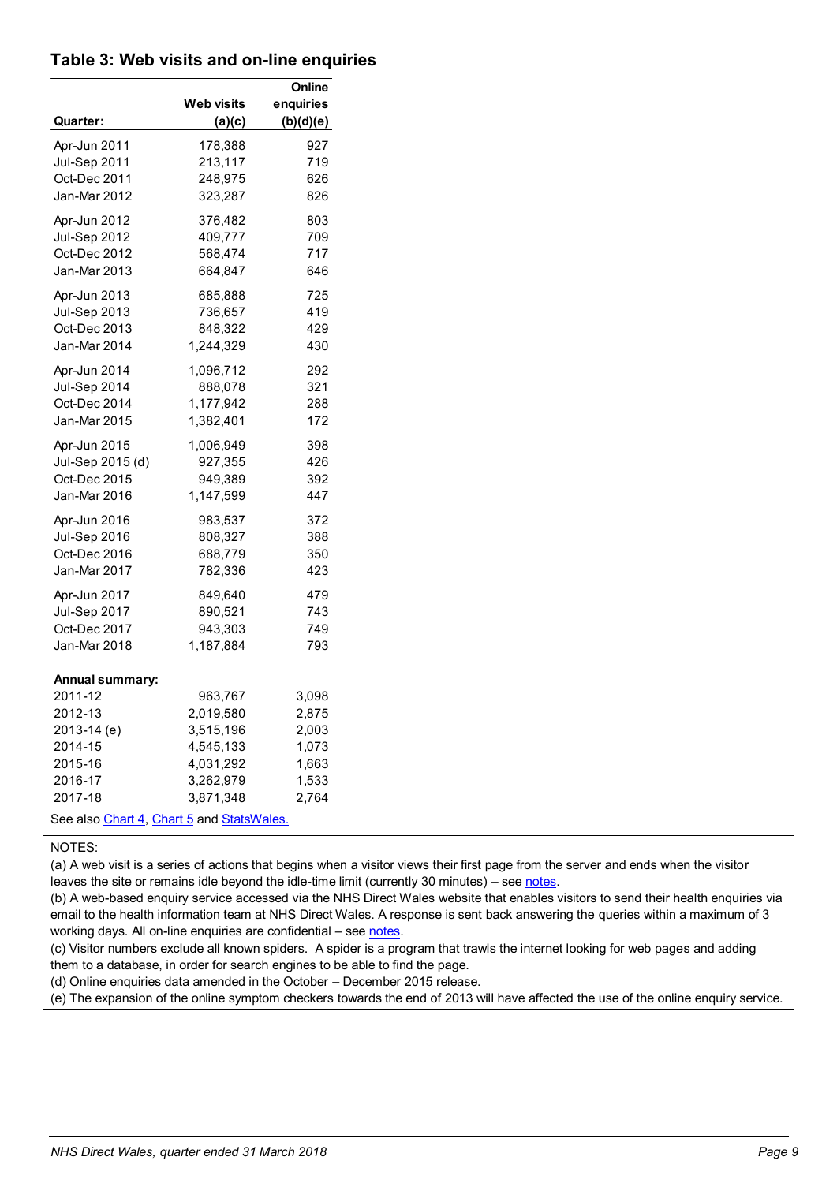## Table 3: Web visits and on-line enquiries

| Quarter: | Web visits (a)(c) | Online enquiries (b)(d)(e) |
|---|---|---|
| Apr-Jun 2011 | 178,388 | 927 |
| Jul-Sep 2011 | 213,117 | 719 |
| Oct-Dec 2011 | 248,975 | 626 |
| Jan-Mar 2012 | 323,287 | 826 |
| Apr-Jun 2012 | 376,482 | 803 |
| Jul-Sep 2012 | 409,777 | 709 |
| Oct-Dec 2012 | 568,474 | 717 |
| Jan-Mar 2013 | 664,847 | 646 |
| Apr-Jun 2013 | 685,888 | 725 |
| Jul-Sep 2013 | 736,657 | 419 |
| Oct-Dec 2013 | 848,322 | 429 |
| Jan-Mar 2014 | 1,244,329 | 430 |
| Apr-Jun 2014 | 1,096,712 | 292 |
| Jul-Sep 2014 | 888,078 | 321 |
| Oct-Dec 2014 | 1,177,942 | 288 |
| Jan-Mar 2015 | 1,382,401 | 172 |
| Apr-Jun 2015 | 1,006,949 | 398 |
| Jul-Sep 2015 (d) | 927,355 | 426 |
| Oct-Dec 2015 | 949,389 | 392 |
| Jan-Mar 2016 | 1,147,599 | 447 |
| Apr-Jun 2016 | 983,537 | 372 |
| Jul-Sep 2016 | 808,327 | 388 |
| Oct-Dec 2016 | 688,779 | 350 |
| Jan-Mar 2017 | 782,336 | 423 |
| Apr-Jun 2017 | 849,640 | 479 |
| Jul-Sep 2017 | 890,521 | 743 |
| Oct-Dec 2017 | 943,303 | 749 |
| Jan-Mar 2018 | 1,187,884 | 793 |
| **Annual summary:** | | |
| 2011-12 | 963,767 | 3,098 |
| 2012-13 | 2,019,580 | 2,875 |
| 2013-14 (e) | 3,515,196 | 2,003 |
| 2014-15 | 4,545,133 | 1,073 |
| 2015-16 | 4,031,292 | 1,663 |
| 2016-17 | 3,262,979 | 1,533 |
| 2017-18 | 3,871,348 | 2,764 |

See also Chart 4, Chart 5 and StatsWales.

NOTES:

(a) A web visit is a series of actions that begins when a visitor views their first page from the server and ends when the visitor leaves the site or remains idle beyond the idle-time limit (currently 30 minutes) – see notes.

(b) A web-based enquiry service accessed via the NHS Direct Wales website that enables visitors to send their health enquiries via email to the health information team at NHS Direct Wales. A response is sent back answering the queries within a maximum of 3 working days. All on-line enquiries are confidential – see notes.

(c) Visitor numbers exclude all known spiders. A spider is a program that trawls the internet looking for web pages and adding them to a database, in order for search engines to be able to find the page.

(d) Online enquiries data amended in the October – December 2015 release.

(e) The expansion of the online symptom checkers towards the end of 2013 will have affected the use of the online enquiry service.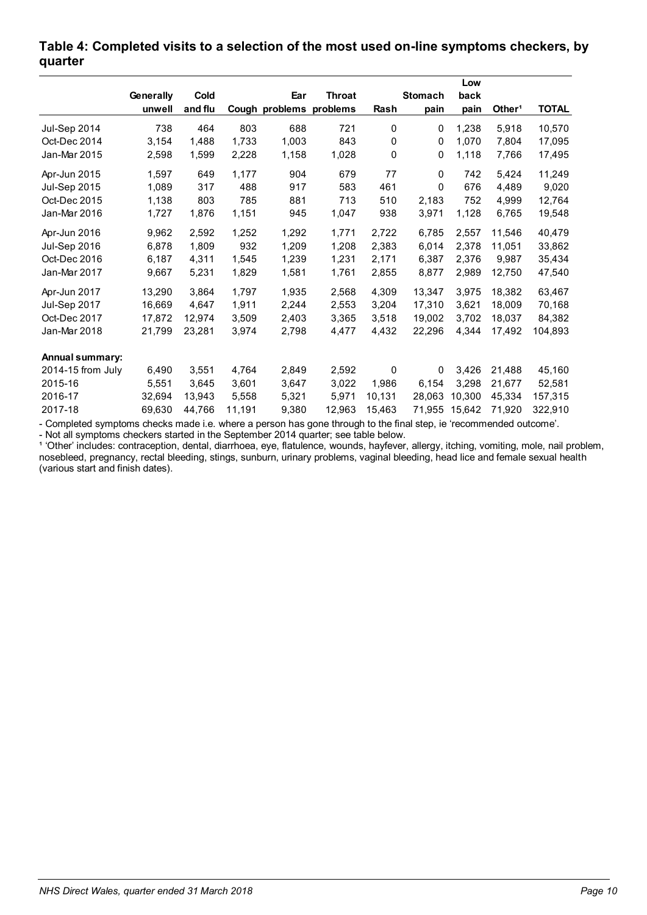### Table 4: Completed visits to a selection of the most used on-line symptoms checkers, by quarter

| | Generally unwell | Cold and flu | Cough | Ear problems | Throat problems | Rash | Stomach pain | Low back pain | Other[1] | TOTAL |
|---|---|---|---|---|---|---|---|---|---|---|
| Jul-Sep 2014 | 738 | 464 | 803 | 688 | 721 | 0 | 0 | 1,238 | 5,918 | 10,570 |
| Oct-Dec 2014 | 3,154 | 1,488 | 1,733 | 1,003 | 843 | 0 | 0 | 1,070 | 7,804 | 17,095 |
| Jan-Mar 2015 | 2,598 | 1,599 | 2,228 | 1,158 | 1,028 | 0 | 0 | 1,118 | 7,766 | 17,495 |
| Apr-Jun 2015 | 1,597 | 649 | 1,177 | 904 | 679 | 77 | 0 | 742 | 5,424 | 11,249 |
| Jul-Sep 2015 | 1,089 | 317 | 488 | 917 | 583 | 461 | 0 | 676 | 4,489 | 9,020 |
| Oct-Dec 2015 | 1,138 | 803 | 785 | 881 | 713 | 510 | 2,183 | 752 | 4,999 | 12,764 |
| Jan-Mar 2016 | 1,727 | 1,876 | 1,151 | 945 | 1,047 | 938 | 3,971 | 1,128 | 6,765 | 19,548 |
| Apr-Jun 2016 | 9,962 | 2,592 | 1,252 | 1,292 | 1,771 | 2,722 | 6,785 | 2,557 | 11,546 | 40,479 |
| Jul-Sep 2016 | 6,878 | 1,809 | 932 | 1,209 | 1,208 | 2,383 | 6,014 | 2,378 | 11,051 | 33,862 |
| Oct-Dec 2016 | 6,187 | 4,311 | 1,545 | 1,239 | 1,231 | 2,171 | 6,387 | 2,376 | 9,987 | 35,434 |
| Jan-Mar 2017 | 9,667 | 5,231 | 1,829 | 1,581 | 1,761 | 2,855 | 8,877 | 2,989 | 12,750 | 47,540 |
| Apr-Jun 2017 | 13,290 | 3,864 | 1,797 | 1,935 | 2,568 | 4,309 | 13,347 | 3,975 | 18,382 | 63,467 |
| Jul-Sep 2017 | 16,669 | 4,647 | 1,911 | 2,244 | 2,553 | 3,204 | 17,310 | 3,621 | 18,009 | 70,168 |
| Oct-Dec 2017 | 17,872 | 12,974 | 3,509 | 2,403 | 3,365 | 3,518 | 19,002 | 3,702 | 18,037 | 84,382 |
| Jan-Mar 2018 | 21,799 | 23,281 | 3,974 | 2,798 | 4,477 | 4,432 | 22,296 | 4,344 | 17,492 | 104,893 |
| **Annual summary:** | | | | | | | | | | |
| 2014-15 from July | 6,490 | 3,551 | 4,764 | 2,849 | 2,592 | 0 | 0 | 3,426 | 21,488 | 45,160 |
| 2015-16 | 5,551 | 3,645 | 3,601 | 3,647 | 3,022 | 1,986 | 6,154 | 3,298 | 21,677 | 52,581 |
| 2016-17 | 32,694 | 13,943 | 5,558 | 5,321 | 5,971 | 10,131 | 28,063 | 10,300 | 45,334 | 157,315 |
| 2017-18 | 69,630 | 44,766 | 11,191 | 9,380 | 12,963 | 15,463 | 71,955 | 15,642 | 71,920 | 322,910 |

- Completed symptoms checks made i.e. where a person has gone through to the final step, ie 'recommended outcome'.
- Not all symptoms checkers started in the September 2014 quarter; see table below.

[1] 'Other' includes: contraception, dental, diarrhoea, eye, flatulence, wounds, hayfever, allergy, itching, vomiting, mole, nail problem, nosebleed, pregnancy, rectal bleeding, stings, sunburn, urinary problems, vaginal bleeding, head lice and female sexual health (various start and finish dates).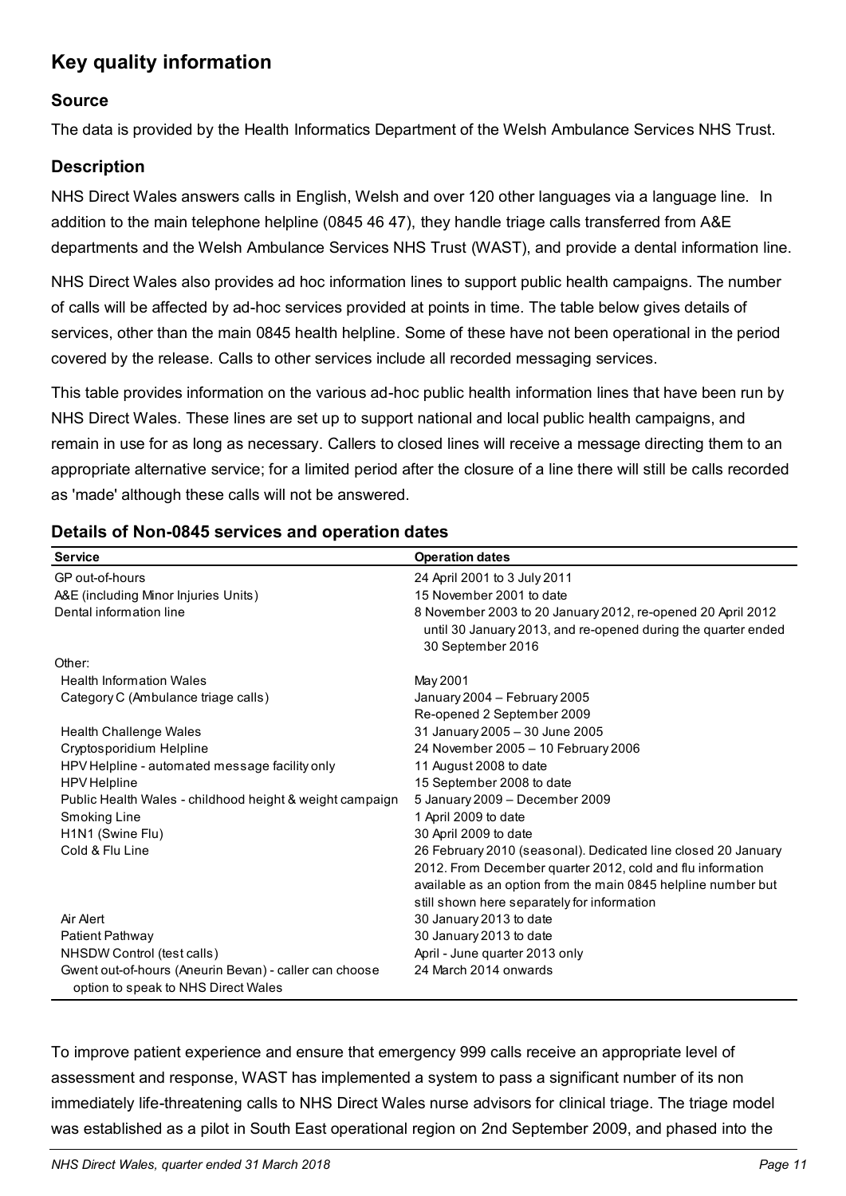## Key quality information

### Source

The data is provided by the Health Informatics Department of the Welsh Ambulance Services NHS Trust.

### Description

NHS Direct Wales answers calls in English, Welsh and over 120 other languages via a language line. In addition to the main telephone helpline (0845 46 47), they handle triage calls transferred from A&E departments and the Welsh Ambulance Services NHS Trust (WAST), and provide a dental information line.

NHS Direct Wales also provides ad hoc information lines to support public health campaigns. The number of calls will be affected by ad-hoc services provided at points in time. The table below gives details of services, other than the main 0845 health helpline. Some of these have not been operational in the period covered by the release. Calls to other services include all recorded messaging services.

This table provides information on the various ad-hoc public health information lines that have been run by NHS Direct Wales. These lines are set up to support national and local public health campaigns, and remain in use for as long as necessary. Callers to closed lines will receive a message directing them to an appropriate alternative service; for a limited period after the closure of a line there will still be calls recorded as 'made' although these calls will not be answered.

### Details of Non-0845 services and operation dates

| Service | Operation dates |
|---|---|
| GP out-of-hours | 24 April 2001 to 3 July 2011 |
| A&E (including Minor Injuries Units) | 15 November 2001 to date |
| Dental information line | 8 November 2003 to 20 January 2012, re-opened 20 April 2012 until 30 January 2013, and re-opened during the quarter ended 30 September 2016 |
| Other: | |
| Health Information Wales | May 2001 |
| Category C (Ambulance triage calls) | January 2004 – February 2005<br>Re-opened 2 September 2009 |
| Health Challenge Wales | 31 January 2005 – 30 June 2005 |
| Cryptosporidium Helpline | 24 November 2005 – 10 February 2006 |
| HPV Helpline - automated message facility only | 11 August 2008 to date |
| HPV Helpline | 15 September 2008 to date |
| Public Health Wales - childhood height & weight campaign | 5 January 2009 – December 2009 |
| Smoking Line | 1 April 2009 to date |
| H1N1 (Swine Flu) | 30 April 2009 to date |
| Cold & Flu Line | 26 February 2010 (seasonal). Dedicated line closed 20 January 2012. From December quarter 2012, cold and flu information available as an option from the main 0845 helpline number but still shown here separately for information |
| Air Alert | 30 January 2013 to date |
| Patient Pathway | 30 January 2013 to date |
| NHSDW Control (test calls) | April - June quarter 2013 only |
| Gwent out-of-hours (Aneurin Bevan) - caller can choose option to speak to NHS Direct Wales | 24 March 2014 onwards |

To improve patient experience and ensure that emergency 999 calls receive an appropriate level of assessment and response, WAST has implemented a system to pass a significant number of its non immediately life-threatening calls to NHS Direct Wales nurse advisors for clinical triage. The triage model was established as a pilot in South East operational region on 2nd September 2009, and phased into the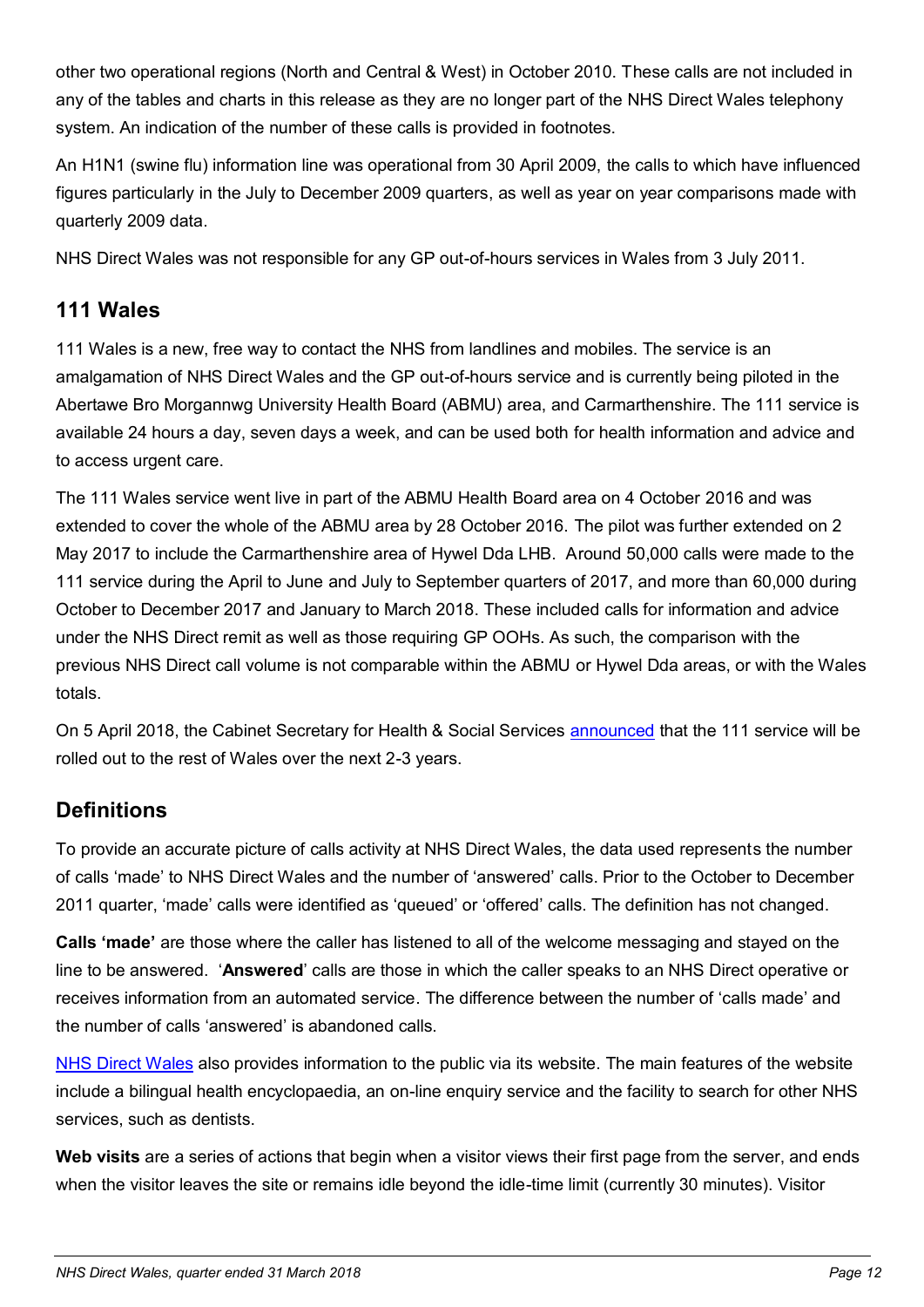other two operational regions (North and Central & West) in October 2010. These calls are not included in any of the tables and charts in this release as they are no longer part of the NHS Direct Wales telephony system. An indication of the number of these calls is provided in footnotes.

An H1N1 (swine flu) information line was operational from 30 April 2009, the calls to which have influenced figures particularly in the July to December 2009 quarters, as well as year on year comparisons made with quarterly 2009 data.

NHS Direct Wales was not responsible for any GP out-of-hours services in Wales from 3 July 2011.

## 111 Wales

111 Wales is a new, free way to contact the NHS from landlines and mobiles. The service is an amalgamation of NHS Direct Wales and the GP out-of-hours service and is currently being piloted in the Abertawe Bro Morgannwg University Health Board (ABMU) area, and Carmarthenshire. The 111 service is available 24 hours a day, seven days a week, and can be used both for health information and advice and to access urgent care.

The 111 Wales service went live in part of the ABMU Health Board area on 4 October 2016 and was extended to cover the whole of the ABMU area by 28 October 2016. The pilot was further extended on 2 May 2017 to include the Carmarthenshire area of Hywel Dda LHB. Around 50,000 calls were made to the 111 service during the April to June and July to September quarters of 2017, and more than 60,000 during October to December 2017 and January to March 2018. These included calls for information and advice under the NHS Direct remit as well as those requiring GP OOHs. As such, the comparison with the previous NHS Direct call volume is not comparable within the ABMU or Hywel Dda areas, or with the Wales totals.

On 5 April 2018, the Cabinet Secretary for Health & Social Services announced that the 111 service will be rolled out to the rest of Wales over the next 2-3 years.

## Definitions

To provide an accurate picture of calls activity at NHS Direct Wales, the data used represents the number of calls 'made' to NHS Direct Wales and the number of 'answered' calls. Prior to the October to December 2011 quarter, 'made' calls were identified as 'queued' or 'offered' calls. The definition has not changed.

**Calls 'made'** are those where the caller has listened to all of the welcome messaging and stayed on the line to be answered. '**Answered**' calls are those in which the caller speaks to an NHS Direct operative or receives information from an automated service. The difference between the number of 'calls made' and the number of calls 'answered' is abandoned calls.

NHS Direct Wales also provides information to the public via its website. The main features of the website include a bilingual health encyclopaedia, an on-line enquiry service and the facility to search for other NHS services, such as dentists.

**Web visits** are a series of actions that begin when a visitor views their first page from the server, and ends when the visitor leaves the site or remains idle beyond the idle-time limit (currently 30 minutes). Visitor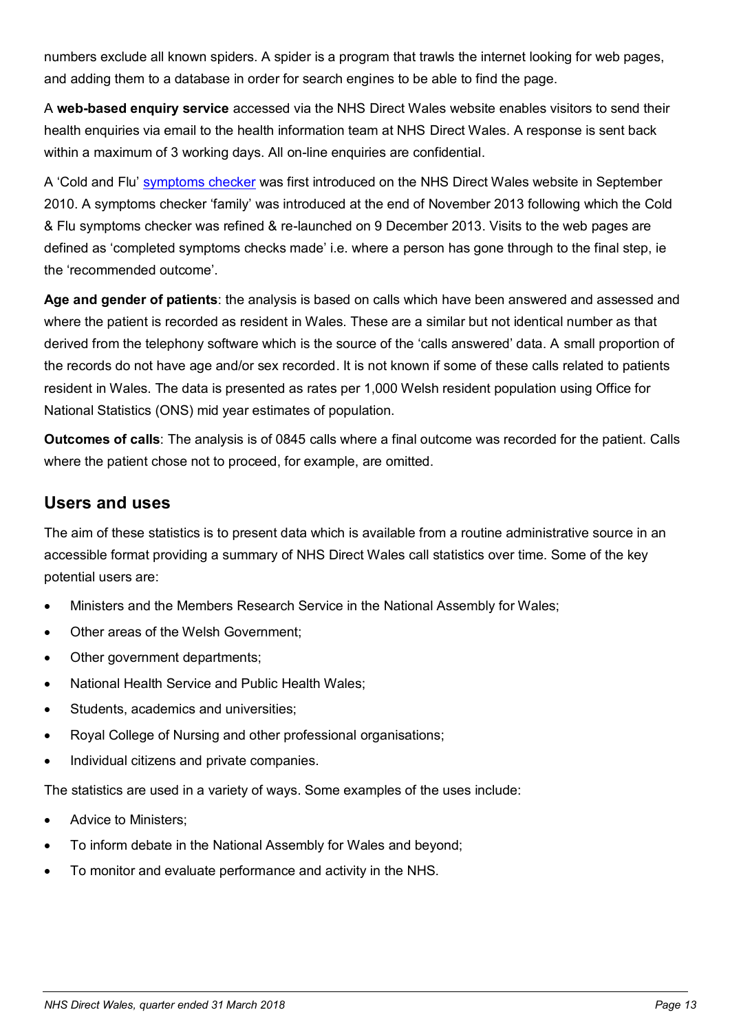numbers exclude all known spiders. A spider is a program that trawls the internet looking for web pages, and adding them to a database in order for search engines to be able to find the page.

A **web-based enquiry service** accessed via the NHS Direct Wales website enables visitors to send their health enquiries via email to the health information team at NHS Direct Wales. A response is sent back within a maximum of 3 working days. All on-line enquiries are confidential.

A 'Cold and Flu' symptoms checker was first introduced on the NHS Direct Wales website in September 2010. A symptoms checker 'family' was introduced at the end of November 2013 following which the Cold & Flu symptoms checker was refined & re-launched on 9 December 2013. Visits to the web pages are defined as 'completed symptoms checks made' i.e. where a person has gone through to the final step, ie the 'recommended outcome'.

**Age and gender of patients**: the analysis is based on calls which have been answered and assessed and where the patient is recorded as resident in Wales. These are a similar but not identical number as that derived from the telephony software which is the source of the 'calls answered' data. A small proportion of the records do not have age and/or sex recorded. It is not known if some of these calls related to patients resident in Wales. The data is presented as rates per 1,000 Welsh resident population using Office for National Statistics (ONS) mid year estimates of population.

**Outcomes of calls**: The analysis is of 0845 calls where a final outcome was recorded for the patient. Calls where the patient chose not to proceed, for example, are omitted.

## Users and uses

The aim of these statistics is to present data which is available from a routine administrative source in an accessible format providing a summary of NHS Direct Wales call statistics over time. Some of the key potential users are:

- Ministers and the Members Research Service in the National Assembly for Wales;
- Other areas of the Welsh Government;
- Other government departments;
- National Health Service and Public Health Wales;
- Students, academics and universities;
- Royal College of Nursing and other professional organisations;
- Individual citizens and private companies.

The statistics are used in a variety of ways. Some examples of the uses include:

- Advice to Ministers;
- To inform debate in the National Assembly for Wales and beyond;
- To monitor and evaluate performance and activity in the NHS.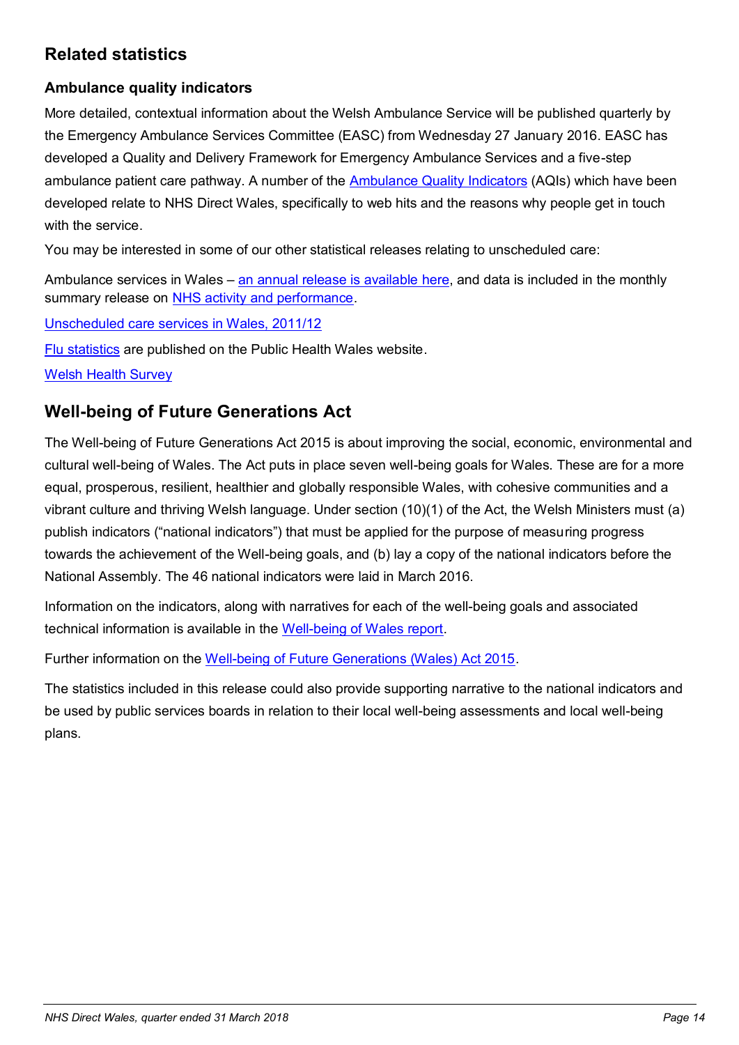## Related statistics

### Ambulance quality indicators

More detailed, contextual information about the Welsh Ambulance Service will be published quarterly by the Emergency Ambulance Services Committee (EASC) from Wednesday 27 January 2016. EASC has developed a Quality and Delivery Framework for Emergency Ambulance Services and a five-step ambulance patient care pathway. A number of the Ambulance Quality Indicators (AQIs) which have been developed relate to NHS Direct Wales, specifically to web hits and the reasons why people get in touch with the service.

You may be interested in some of our other statistical releases relating to unscheduled care:

Ambulance services in Wales – an annual release is available here, and data is included in the monthly summary release on NHS activity and performance.

Unscheduled care services in Wales, 2011/12

Flu statistics are published on the Public Health Wales website.

Welsh Health Survey

## Well-being of Future Generations Act

The Well-being of Future Generations Act 2015 is about improving the social, economic, environmental and cultural well-being of Wales. The Act puts in place seven well-being goals for Wales. These are for a more equal, prosperous, resilient, healthier and globally responsible Wales, with cohesive communities and a vibrant culture and thriving Welsh language. Under section (10)(1) of the Act, the Welsh Ministers must (a) publish indicators ("national indicators") that must be applied for the purpose of measuring progress towards the achievement of the Well-being goals, and (b) lay a copy of the national indicators before the National Assembly. The 46 national indicators were laid in March 2016.

Information on the indicators, along with narratives for each of the well-being goals and associated technical information is available in the Well-being of Wales report.

Further information on the Well-being of Future Generations (Wales) Act 2015.

The statistics included in this release could also provide supporting narrative to the national indicators and be used by public services boards in relation to their local well-being assessments and local well-being plans.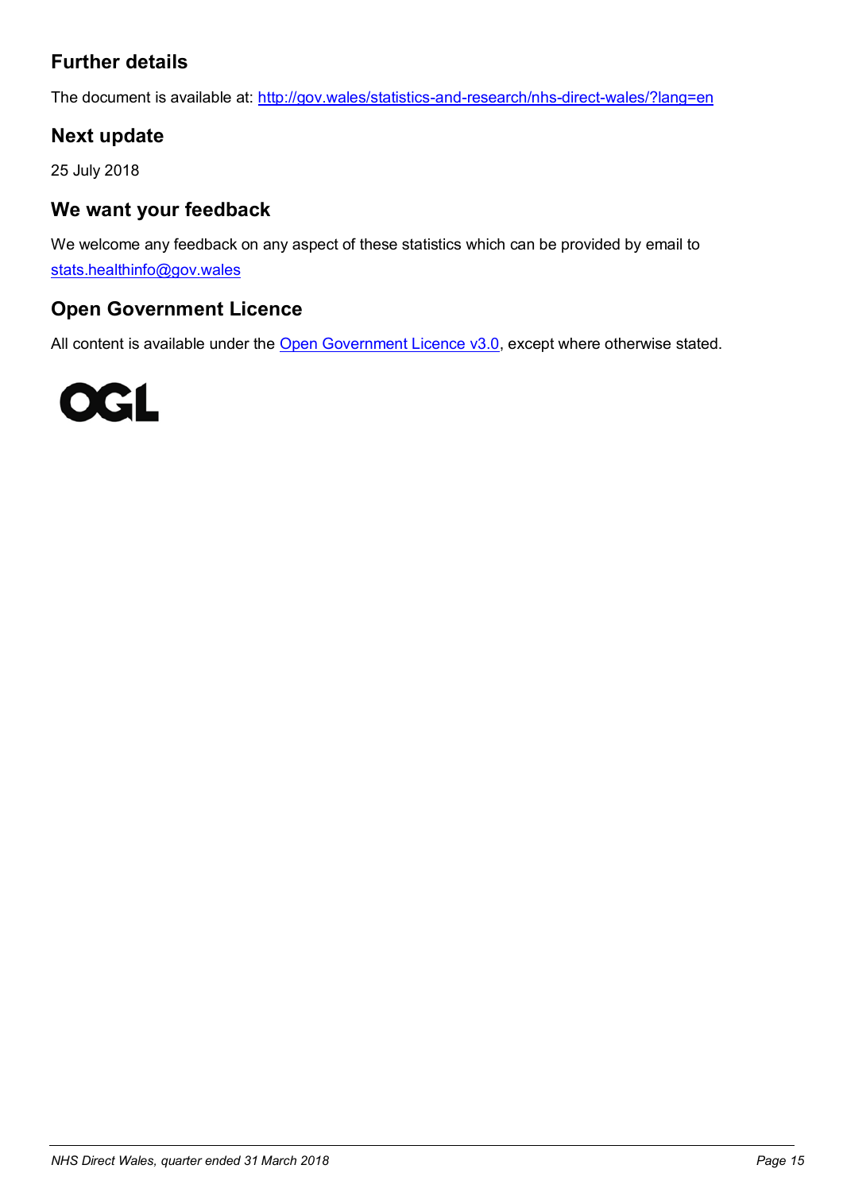## Further details

The document is available at: http://gov.wales/statistics-and-research/nhs-direct-wales/?lang=en

## Next update

25 July 2018

## We want your feedback

We welcome any feedback on any aspect of these statistics which can be provided by email to stats.healthinfo@gov.wales

## Open Government Licence

All content is available under the Open Government Licence v3.0, except where otherwise stated.